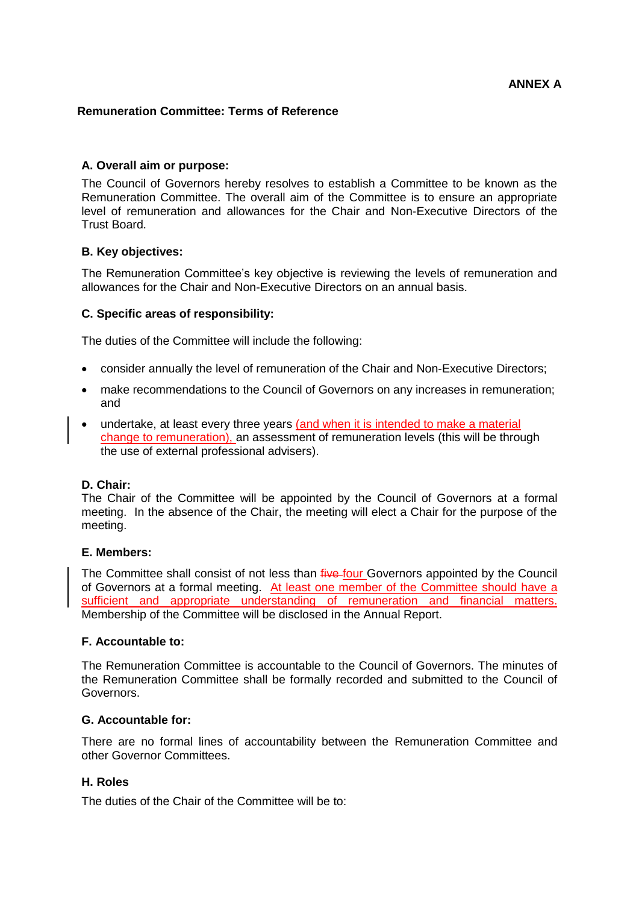**ANNEX A**

## Remuneration Committee: Terms of Reference

### A. Overall aim or purpose:

The Council of Governors hereby resolves to establish a Committee to be known as the Remuneration Committee. The overall aim of the Committee is to ensure an appropriate level of remuneration and allowances for the Chair and Non-Executive Directors of the Trust Board.

### B. Key objectives:

The Remuneration Committee's key objective is reviewing the levels of remuneration and allowances for the Chair and Non-Executive Directors on an annual basis.

### C. Specific areas of responsibility:

The duties of the Committee will include the following:

- consider annually the level of remuneration of the Chair and Non-Executive Directors;
- make recommendations to the Council of Governors on any increases in remuneration; and
- undertake, at least every three years (and when it is intended to make a material change to remuneration), an assessment of remuneration levels (this will be through the use of external professional advisers).

### D. Chair:

The Chair of the Committee will be appointed by the Council of Governors at a formal meeting. In the absence of the Chair, the meeting will elect a Chair for the purpose of the meeting.

### E. Members:

The Committee shall consist of not less than ~~five~~ four Governors appointed by the Council of Governors at a formal meeting. At least one member of the Committee should have a sufficient and appropriate understanding of remuneration and financial matters. Membership of the Committee will be disclosed in the Annual Report.

### F. Accountable to:

The Remuneration Committee is accountable to the Council of Governors. The minutes of the Remuneration Committee shall be formally recorded and submitted to the Council of Governors.

### G. Accountable for:

There are no formal lines of accountability between the Remuneration Committee and other Governor Committees.

### H. Roles

The duties of the Chair of the Committee will be to: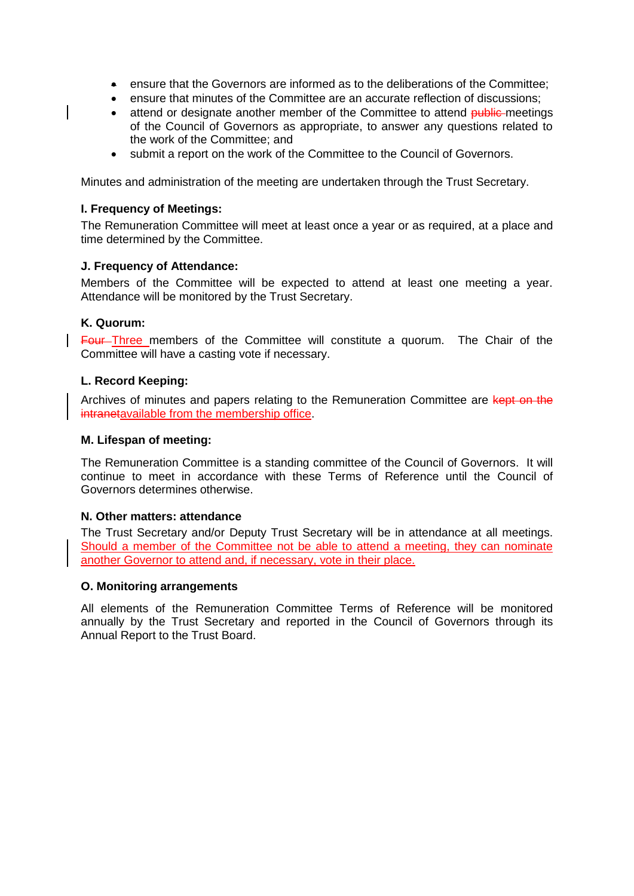- ensure that the Governors are informed as to the deliberations of the Committee;
- ensure that minutes of the Committee are an accurate reflection of discussions;
- attend or designate another member of the Committee to attend ~~public~~ meetings of the Council of Governors as appropriate, to answer any questions related to the work of the Committee; and
- submit a report on the work of the Committee to the Council of Governors.

Minutes and administration of the meeting are undertaken through the Trust Secretary.

### I. Frequency of Meetings:

The Remuneration Committee will meet at least once a year or as required, at a place and time determined by the Committee.

### J. Frequency of Attendance:

Members of the Committee will be expected to attend at least one meeting a year. Attendance will be monitored by the Trust Secretary.

### K. Quorum:

~~Four~~ <u>Three</u> members of the Committee will constitute a quorum. The Chair of the Committee will have a casting vote if necessary.

### L. Record Keeping:

Archives of minutes and papers relating to the Remuneration Committee are ~~kept on the intranet~~<u>available from the membership office</u>.

### M. Lifespan of meeting:

The Remuneration Committee is a standing committee of the Council of Governors. It will continue to meet in accordance with these Terms of Reference until the Council of Governors determines otherwise.

### N. Other matters: attendance

The Trust Secretary and/or Deputy Trust Secretary will be in attendance at all meetings. <u>Should a member of the Committee not be able to attend a meeting, they can nominate another Governor to attend and, if necessary, vote in their place.</u>

### O. Monitoring arrangements

All elements of the Remuneration Committee Terms of Reference will be monitored annually by the Trust Secretary and reported in the Council of Governors through its Annual Report to the Trust Board.